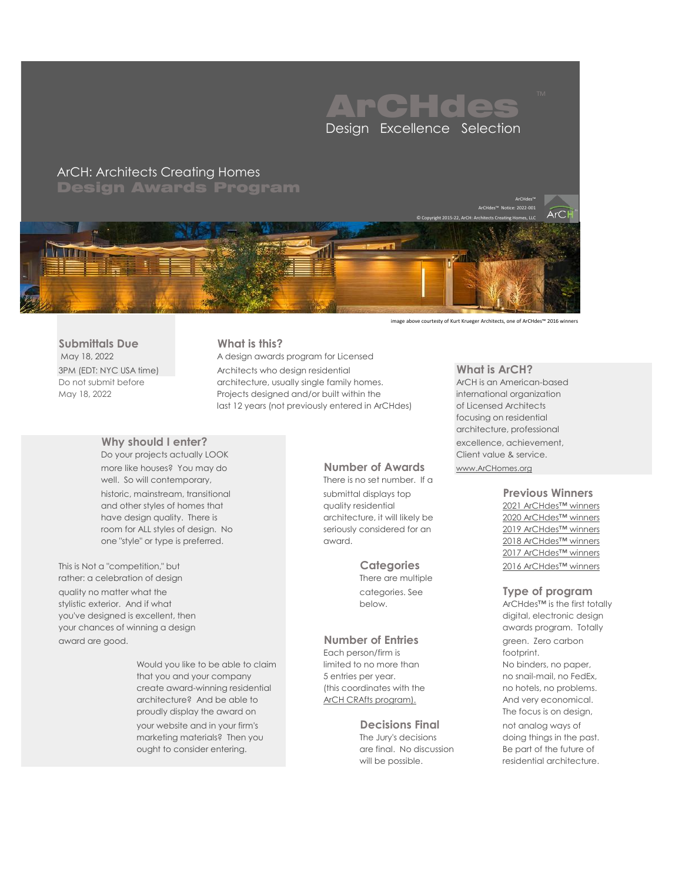# ArCHdes™

Design Excellence Selection

## ArCH: Architects Creating Homes
## Design Awards Program

ArCHdes™
ArCHdes™ Notice: 2022-001
© Copyright 2015-22, ArCH: Architects Creating Homes, LLC

image above courtesy of Kurt Krueger Architects, one of ArCHdes™ 2016 winners

### Submittals Due

May 18, 2022
3PM (EDT: NYC USA time)
Do not submit before
May 18, 2022

### What is this?

A design awards program for Licensed Architects who design residential architecture, usually single family homes. Projects designed and/or built within the last 12 years (not previously entered in ArCHdes)

### What is ArCH?

ArCH is an American-based international organization of Licensed Architects focusing on residential architecture, professional excellence, achievement, Client value & service.
www.ArCHomes.org

### Why should I enter?

Do your projects actually LOOK more like houses? You may do well. So will contemporary, historic, mainstream, transitional and other styles of homes that have design quality. There is room for ALL styles of design. No one "style" or type is preferred.

This is Not a "competition," but rather: a celebration of design quality no matter what the stylistic exterior. And if what you've designed is excellent, then your chances of winning a design award are good.

Would you like to be able to claim that you and your company create award-winning residential architecture? And be able to proudly display the award on your website and in your firm's marketing materials? Then you ought to consider entering.

### Number of Awards

There is no set number. If a submittal displays top quality residential architecture, it will likely be seriously considered for an award.

### Categories

There are multiple categories. See below.

### Number of Entries

Each person/firm is limited to no more than 5 entries per year. (this coordinates with the ArCH CRAfts program).

### Decisions Final

The Jury's decisions are final. No discussion will be possible.

### Previous Winners

- 2021 ArCHdes™ winners
- 2020 ArCHdes™ winners
- 2019 ArCHdes™ winners
- 2018 ArCHdes™ winners
- 2017 ArCHdes™ winners
- 2016 ArCHdes™ winners

### Type of program

ArCHdes™ is the first totally digital, electronic design awards program. Totally green. Zero carbon footprint. No binders, no paper, no snail-mail, no FedEx, no hotels, no problems. And very economical. The focus is on design, not analog ways of doing things in the past. Be part of the future of residential architecture.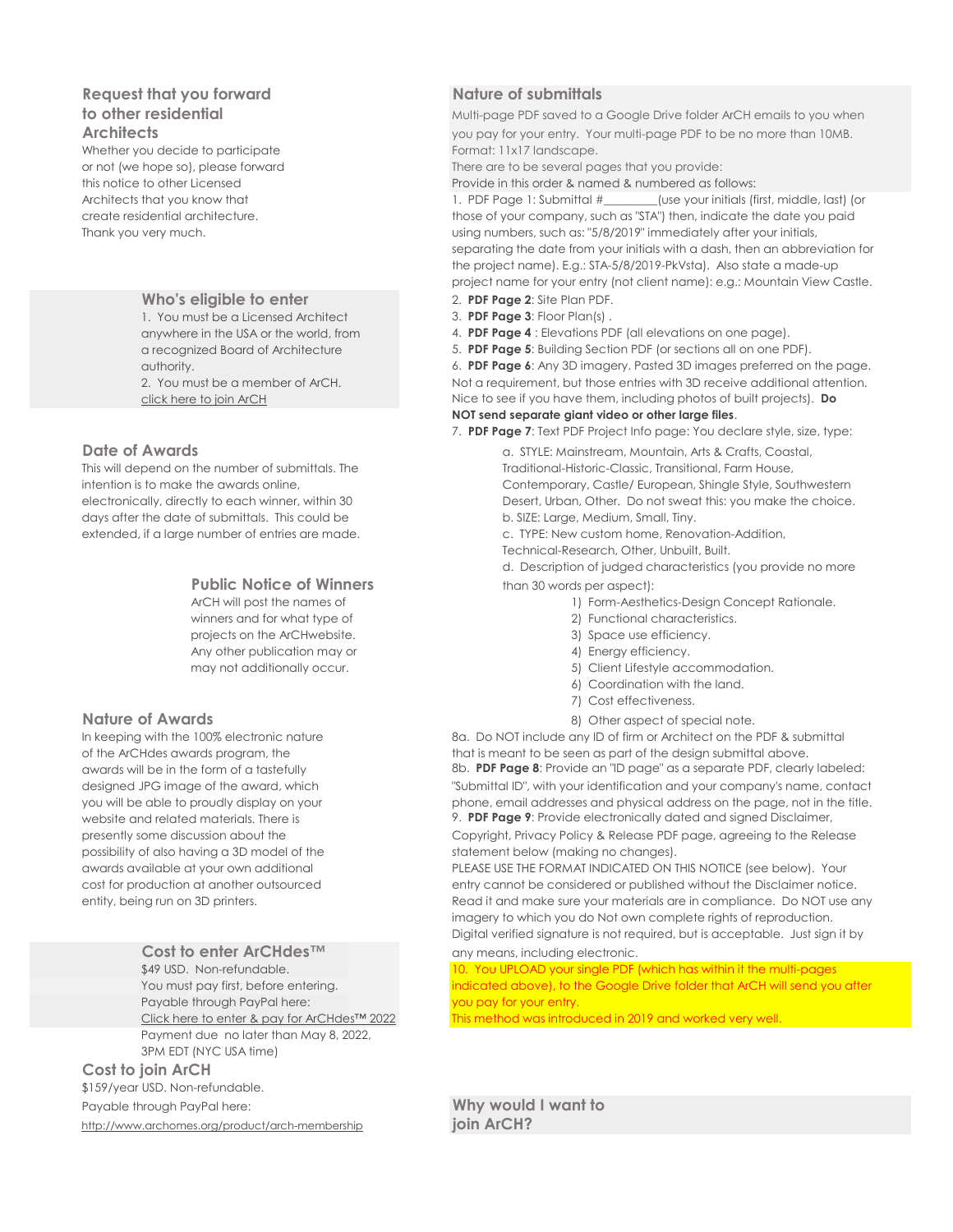## Request that you forward to other residential Architects

Whether you decide to participate or not (we hope so), please forward this notice to other Licensed Architects that you know that create residential architecture. Thank you very much.

## Who's eligible to enter

1. You must be a Licensed Architect anywhere in the USA or the world, from a recognized Board of Architecture authority.
2. You must be a member of ArCH. click here to join ArCH

## Date of Awards

This will depend on the number of submittals. The intention is to make the awards online, electronically, directly to each winner, within 30 days after the date of submittals. This could be extended, if a large number of entries are made.

## Public Notice of Winners

ArCH will post the names of winners and for what type of projects on the ArCHwebsite. Any other publication may or may not additionally occur.

## Nature of Awards

In keeping with the 100% electronic nature of the ArCHdes awards program, the awards will be in the form of a tastefully designed JPG image of the award, which you will be able to proudly display on your website and related materials. There is presently some discussion about the possibility of also having a 3D model of the awards available at your own additional cost for production at another outsourced entity, being run on 3D printers.

## Cost to enter ArCHdes™

$49 USD. Non-refundable.
You must pay first, before entering.
Payable through PayPal here:
Click here to enter & pay for ArCHdes™ 2022
Payment due no later than May 8, 2022, 3PM EDT (NYC USA time)

## Cost to join ArCH

$159/year USD. Non-refundable.
Payable through PayPal here:
http://www.archomes.org/product/arch-membership

## Nature of submittals

Multi-page PDF saved to a Google Drive folder ArCH emails to you when you pay for your entry. Your multi-page PDF to be no more than 10MB. Format: 11x17 landscape.
There are to be several pages that you provide:
Provide in this order & named & numbered as follows:

1. PDF Page 1: Submittal #________(use your initials (first, middle, last) (or those of your company, such as "STA") then, indicate the date you paid using numbers, such as: "5/8/2019" immediately after your initials, separating the date from your initials with a dash, then an abbreviation for the project name). E.g.: STA-5/8/2019-PkVsta). Also state a made-up project name for your entry (not client name): e.g.: Mountain View Castle.
2. **PDF Page 2**: Site Plan PDF.
3. **PDF Page 3**: Floor Plan(s) .
4. **PDF Page 4** : Elevations PDF (all elevations on one page).
5. **PDF Page 5**: Building Section PDF (or sections all on one PDF).
6. **PDF Page 6**: Any 3D imagery. Pasted 3D images preferred on the page. Not a requirement, but those entries with 3D receive additional attention. Nice to see if you have them, including photos of built projects). **Do NOT send separate giant video or other large files**.
7. **PDF Page 7**: Text PDF Project Info page: You declare style, size, type:
   a. STYLE: Mainstream, Mountain, Arts & Crafts, Coastal, Traditional-Historic-Classic, Transitional, Farm House, Contemporary, Castle/ European, Shingle Style, Southwestern Desert, Urban, Other. Do not sweat this: you make the choice.
   b. SIZE: Large, Medium, Small, Tiny.
   c. TYPE: New custom home, Renovation-Addition, Technical-Research, Other, Unbuilt, Built.
   d. Description of judged characteristics (you provide no more than 30 words per aspect):
      1) Form-Aesthetics-Design Concept Rationale.
      2) Functional characteristics.
      3) Space use efficiency.
      4) Energy efficiency.
      5) Client Lifestyle accommodation.
      6) Coordination with the land.
      7) Cost effectiveness.
      8) Other aspect of special note.

8a. Do NOT include any ID of firm or Architect on the PDF & submittal that is meant to be seen as part of the design submittal above.
8b. **PDF Page 8**: Provide an "ID page" as a separate PDF, clearly labeled: "Submittal ID", with your identification and your company's name, contact phone, email addresses and physical address on the page, not in the title.
9. **PDF Page 9**: Provide electronically dated and signed Disclaimer, Copyright, Privacy Policy & Release PDF page, agreeing to the Release statement below (making no changes).
PLEASE USE THE FORMAT INDICATED ON THIS NOTICE (see below). Your entry cannot be considered or published without the Disclaimer notice. Read it and make sure your materials are in compliance. Do NOT use any imagery to which you do Not own complete rights of reproduction. Digital verified signature is not required, but is acceptable. Just sign it by any means, including electronic.
10. You UPLOAD your single PDF (which has within it the multi-pages indicated above), to the Google Drive folder that ArCH will send you after you pay for your entry.
This method was introduced in 2019 and worked very well.

## Why would I want to join ArCH?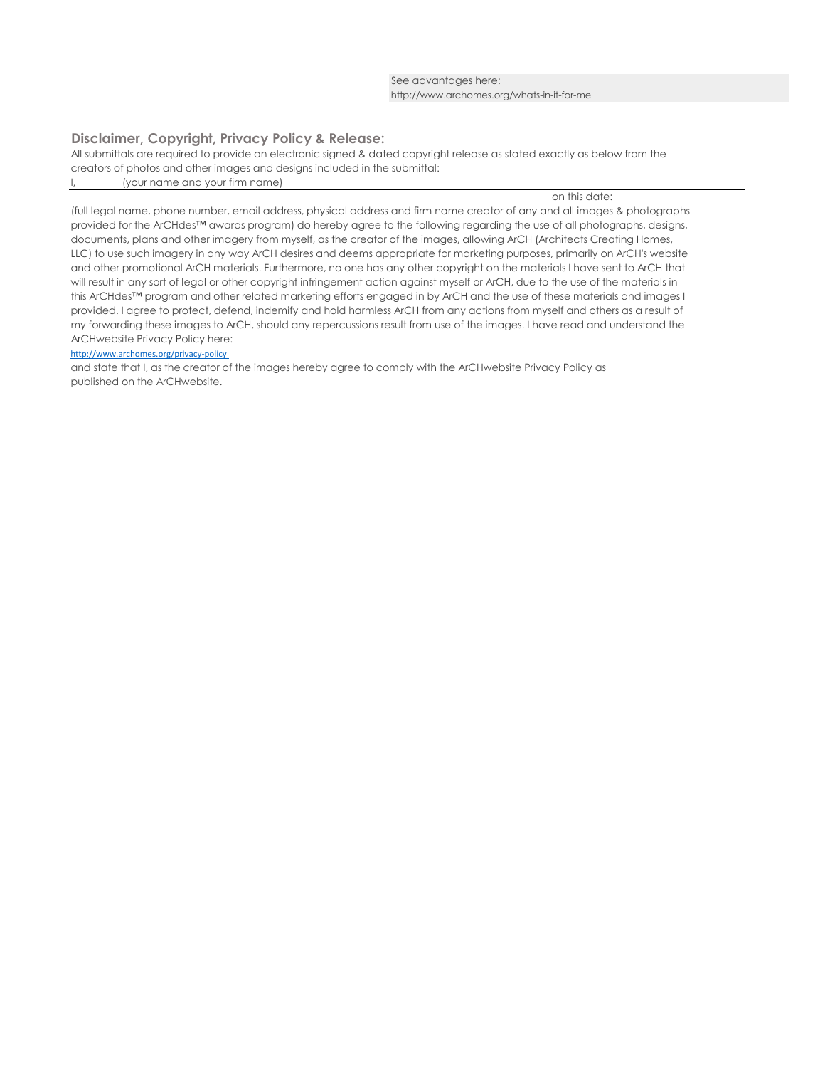See advantages here:
http://www.archomes.org/whats-in-it-for-me

## Disclaimer, Copyright, Privacy Policy & Release:

All submittals are required to provide an electronic signed & dated copyright release as stated exactly as below from the creators of photos and other images and designs included in the submittal:

I, (your name and your firm name)

on this date:

(full legal name, phone number, email address, physical address and firm name creator of any and all images & photographs provided for the ArCHdes™ awards program) do hereby agree to the following regarding the use of all photographs, designs, documents, plans and other imagery from myself, as the creator of the images, allowing ArCH (Architects Creating Homes, LLC) to use such imagery in any way ArCH desires and deems appropriate for marketing purposes, primarily on ArCH's website and other promotional ArCH materials. Furthermore, no one has any other copyright on the materials I have sent to ArCH that will result in any sort of legal or other copyright infringement action against myself or ArCH, due to the use of the materials in this ArCHdes™ program and other related marketing efforts engaged in by ArCH and the use of these materials and images I provided. I agree to protect, defend, indemify and hold harmless ArCH from any actions from myself and others as a result of my forwarding these images to ArCH, should any repercussions result from use of the images. I have read and understand the ArCHwebsite Privacy Policy here:

http://www.archomes.org/privacy-policy

and state that I, as the creator of the images hereby agree to comply with the ArCHwebsite Privacy Policy as published on the ArCHwebsite.